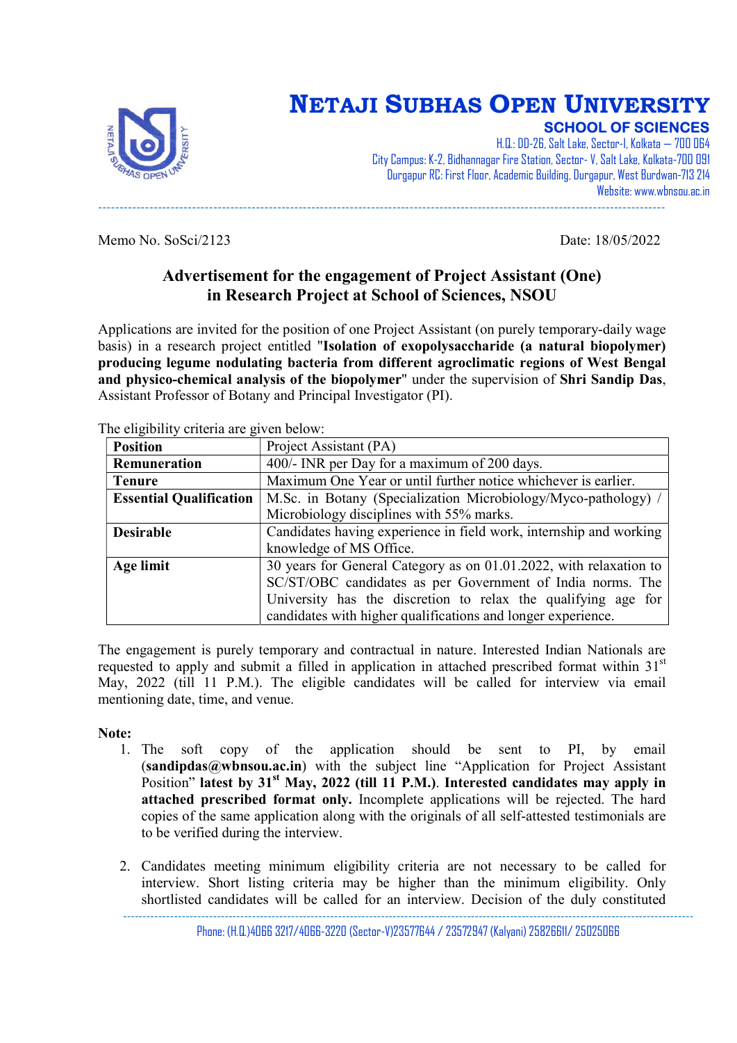# NETAJI SUBHAS OPEN UNIVERSITY

## SCHOOL OF SCIENCES

H.Q.: DD-26, Salt Lake, Sector-I, Kolkata – 700 064
City Campus: K-2, Bidhannagar Fire Station, Sector- V, Salt Lake, Kolkata-700 091
Durgapur RC: First Floor, Academic Building, Durgapur, West Burdwan-713 214
Website: www.wbnsou.ac.in

Memo No. SoSci/2123 Date: 18/05/2022

### Advertisement for the engagement of Project Assistant (One) in Research Project at School of Sciences, NSOU

Applications are invited for the position of one Project Assistant (on purely temporary-daily wage basis) in a research project entitled "**Isolation of exopolysaccharide (a natural biopolymer) producing legume nodulating bacteria from different agroclimatic regions of West Bengal and physico-chemical analysis of the biopolymer**" under the supervision of **Shri Sandip Das**, Assistant Professor of Botany and Principal Investigator (PI).

The eligibility criteria are given below:

| **Position** | Project Assistant (PA) |
|---|---|
| **Remuneration** | 400/- INR per Day for a maximum of 200 days. |
| **Tenure** | Maximum One Year or until further notice whichever is earlier. |
| **Essential Qualification** | M.Sc. in Botany (Specialization Microbiology/Myco-pathology) / Microbiology disciplines with 55% marks. |
| **Desirable** | Candidates having experience in field work, internship and working knowledge of MS Office. |
| **Age limit** | 30 years for General Category as on 01.01.2022, with relaxation to SC/ST/OBC candidates as per Government of India norms. The University has the discretion to relax the qualifying age for candidates with higher qualifications and longer experience. |

The engagement is purely temporary and contractual in nature. Interested Indian Nationals are requested to apply and submit a filled in application in attached prescribed format within 31st May, 2022 (till 11 P.M.). The eligible candidates will be called for interview via email mentioning date, time, and venue.

**Note:**

1. The soft copy of the application should be sent to PI, by email (**sandipdas@wbnsou.ac.in**) with the subject line "Application for Project Assistant Position" **latest by 31st May, 2022 (till 11 P.M.)**. **Interested candidates may apply in attached prescribed format only.** Incomplete applications will be rejected. The hard copies of the same application along with the originals of all self-attested testimonials are to be verified during the interview.

2. Candidates meeting minimum eligibility criteria are not necessary to be called for interview. Short listing criteria may be higher than the minimum eligibility. Only shortlisted candidates will be called for an interview. Decision of the duly constituted

Phone: (H.Q.)4066 3217/4066-3220 (Sector-V)23577644 / 23572947 (Kalyani) 25826611/ 25025066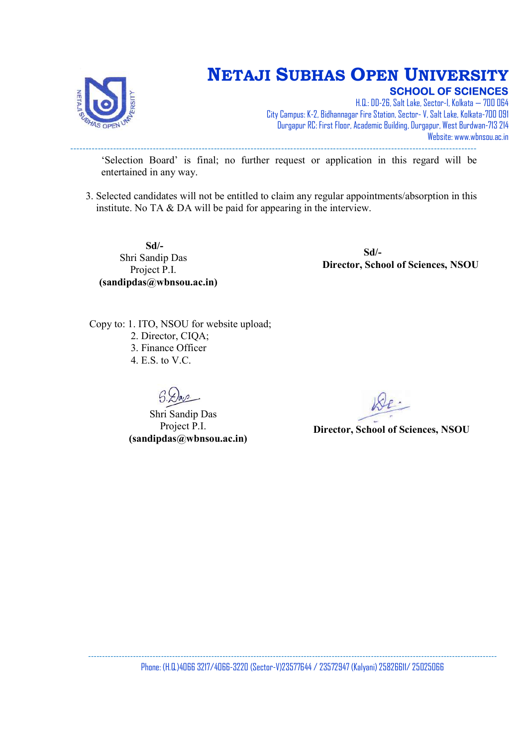'Selection Board' is final; no further request or application in this regard will be entertained in any way.

3. Selected candidates will not be entitled to claim any regular appointments/absorption in this institute. No TA & DA will be paid for appearing in the interview.

**Sd/-**
Shri Sandip Das
Project P.I.
**(sandipdas@wbnsou.ac.in)**

**Sd/-**
**Director, School of Sciences, NSOU**

Copy to: 1. ITO, NSOU for website upload;
2. Director, CIQA;
3. Finance Officer
4. E.S. to V.C.

Shri Sandip Das
Project P.I.
**(sandipdas@wbnsou.ac.in)**

**Director, School of Sciences, NSOU**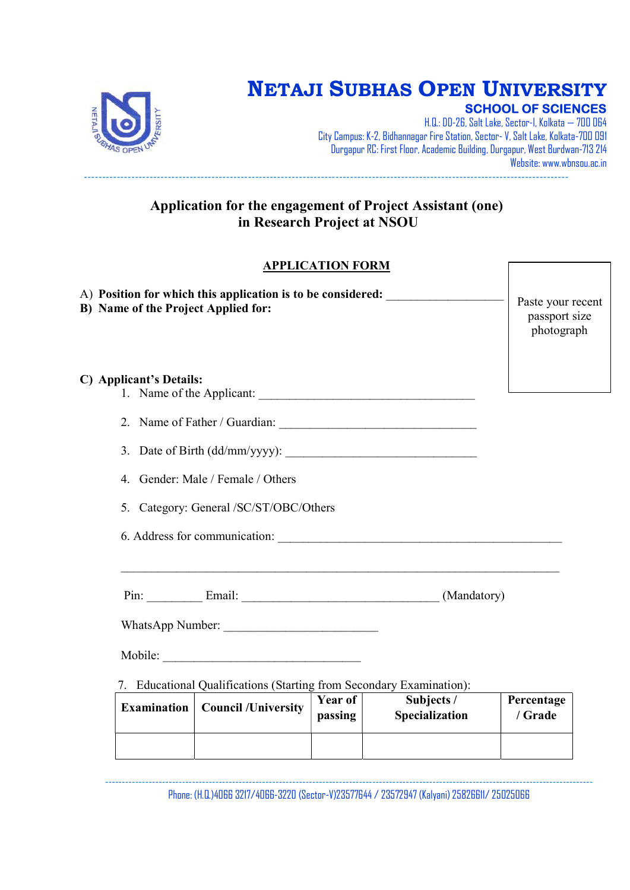# NETAJI SUBHAS OPEN UNIVERSITY

## SCHOOL OF SCIENCES

H.Q.: DD-26, Salt Lake, Sector-I, Kolkata – 700 064
City Campus: K-2, Bidhannagar Fire Station, Sector- V, Salt Lake, Kolkata-700 091
Durgapur RC: First Floor, Academic Building, Durgapur, West Burdwan-713 214
Website: www.wbnsou.ac.in

---

**Application for the engagement of Project Assistant (one) in Research Project at NSOU**

**APPLICATION FORM**

Paste your recent passport size photograph

A) **Position for which this application is to be considered:** ____________________

B) **Name of the Project Applied for:**

C) **Applicant's Details:**

1. Name of the Applicant: ______________________________________
2. Name of Father / Guardian: __________________________________
3. Date of Birth (dd/mm/yyyy): _________________________________
4. Gender: Male / Female / Others
5. Category: General /SC/ST/OBC/Others
6. Address for communication: _________________________________________________

_____________________________________________________________________________

Pin: _________ Email: __________________________________ (Mandatory)

WhatsApp Number: ___________________________

Mobile: __________________________________

7. Educational Qualifications (Starting from Secondary Examination):

| Examination | Council /University | Year of passing | Subjects / Specialization | Percentage / Grade |
|---|---|---|---|---|
| | | | | |

---

Phone: (H.Q.)4066 3217/4066-3220 (Sector-V)23577644 / 23572947 (Kalyani) 25826611/ 25025066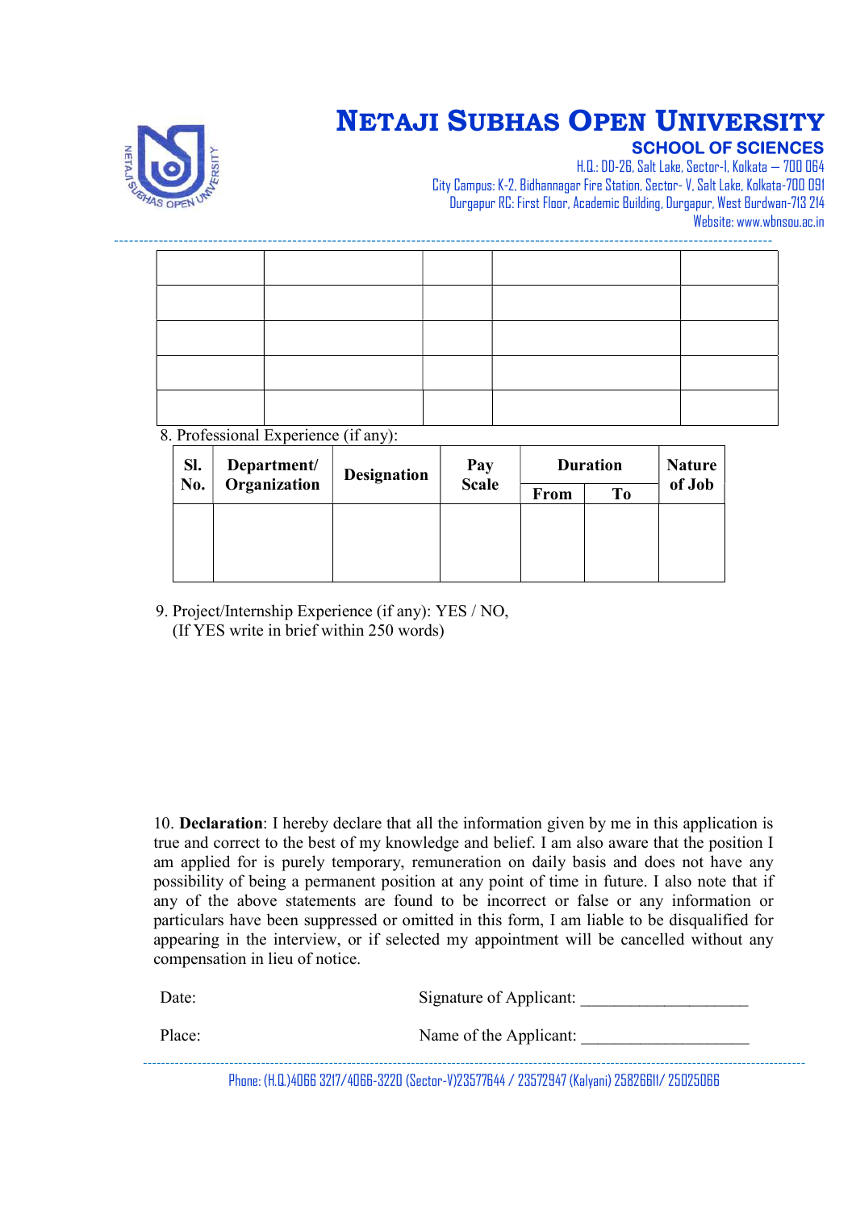# NETAJI SUBHAS OPEN UNIVERSITY

## SCHOOL OF SCIENCES

H.Q.: DD-26, Salt Lake, Sector-I, Kolkata – 700 064
City Campus: K-2, Bidhannagar Fire Station, Sector- V, Salt Lake, Kolkata-700 091
Durgapur RC: First Floor, Academic Building, Durgapur, West Burdwan-713 214
Website: www.wbnsou.ac.in

| | | | | |
|---|---|---|---|---|
| | | | | |
| | | | | |
| | | | | |
| | | | | |
| | | | | |

8. Professional Experience (if any):

| Sl. No. | Department/ Organization | Designation | Pay Scale | Duration | | Nature of Job |
|---|---|---|---|---|---|---|
| | | | | From | To | |
| | | | | | | |

9. Project/Internship Experience (if any): YES / NO,
(If YES write in brief within 250 words)

10. **Declaration**: I hereby declare that all the information given by me in this application is true and correct to the best of my knowledge and belief. I am also aware that the position I am applied for is purely temporary, remuneration on daily basis and does not have any possibility of being a permanent position at any point of time in future. I also note that if any of the above statements are found to be incorrect or false or any information or particulars have been suppressed or omitted in this form, I am liable to be disqualified for appearing in the interview, or if selected my appointment will be cancelled without any compensation in lieu of notice.

Date: Signature of Applicant: ____________________

Place: Name of the Applicant: ____________________

Phone: (H.Q.)4066 3217/4066-3220 (Sector-V)23577644 / 23572947 (Kalyani) 25826611/ 25025066